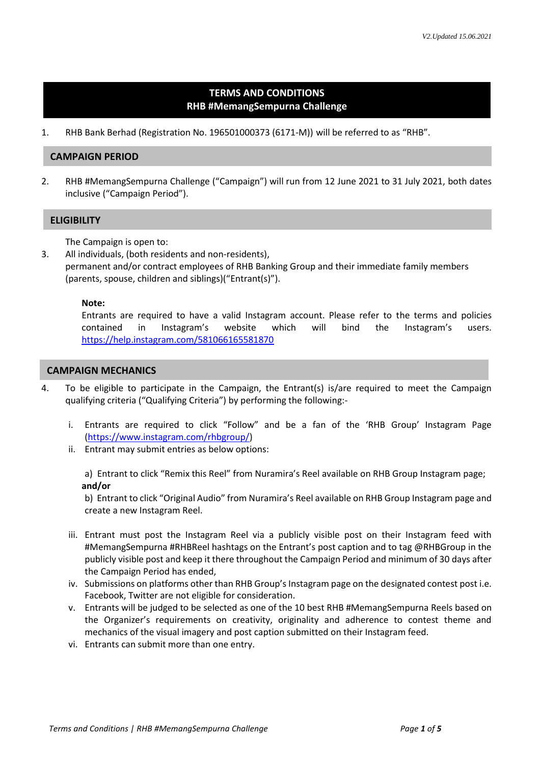V2.Updated 15.06.2021

# TERMS AND CONDITIONS
# RHB #MemangSempurna Challenge

1. RHB Bank Berhad (Registration No. 196501000373 (6171-M)) will be referred to as "RHB".

## CAMPAIGN PERIOD

2. RHB #MemangSempurna Challenge ("Campaign") will run from 12 June 2021 to 31 July 2021, both dates inclusive ("Campaign Period").

## ELIGIBILITY

The Campaign is open to:

3. All individuals, (both residents and non-residents), permanent and/or contract employees of RHB Banking Group and their immediate family members (parents, spouse, children and siblings)("Entrant(s)").

   **Note:**
   Entrants are required to have a valid Instagram account. Please refer to the terms and policies contained in Instagram's website which will bind the Instagram's users. [https://help.instagram.com/581066165581870](https://help.instagram.com/581066165581870)

## CAMPAIGN MECHANICS

4. To be eligible to participate in the Campaign, the Entrant(s) is/are required to meet the Campaign qualifying criteria ("Qualifying Criteria") by performing the following:-

   i. Entrants are required to click "Follow" and be a fan of the 'RHB Group' Instagram Page ([https://www.instagram.com/rhbgroup/](https://www.instagram.com/rhbgroup/))

   ii. Entrant may submit entries as below options:

      a) Entrant to click "Remix this Reel" from Nuramira's Reel available on RHB Group Instagram page;
      **and/or**
      b) Entrant to click "Original Audio" from Nuramira's Reel available on RHB Group Instagram page and create a new Instagram Reel.

   iii. Entrant must post the Instagram Reel via a publicly visible post on their Instagram feed with #MemangSempurna #RHBReel hashtags on the Entrant's post caption and to tag @RHBGroup in the publicly visible post and keep it there throughout the Campaign Period and minimum of 30 days after the Campaign Period has ended,

   iv. Submissions on platforms other than RHB Group's Instagram page on the designated contest post i.e. Facebook, Twitter are not eligible for consideration.

   v. Entrants will be judged to be selected as one of the 10 best RHB #MemangSempurna Reels based on the Organizer's requirements on creativity, originality and adherence to contest theme and mechanics of the visual imagery and post caption submitted on their Instagram feed.

   vi. Entrants can submit more than one entry.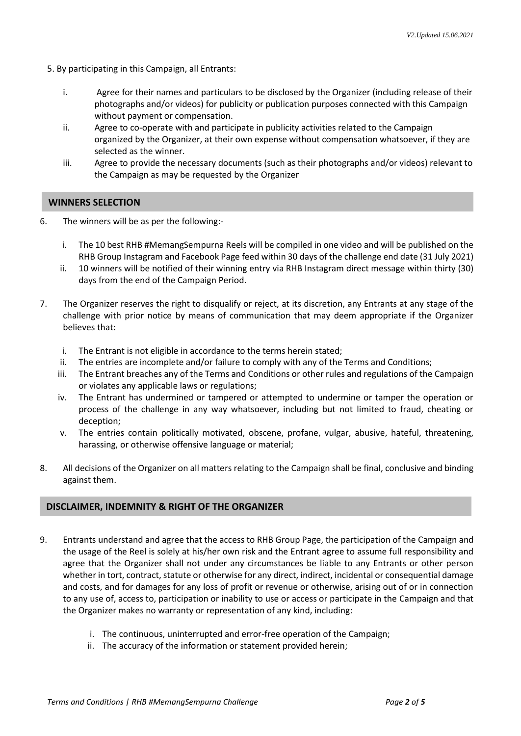5. By participating in this Campaign, all Entrants:

    i. Agree for their names and particulars to be disclosed by the Organizer (including release of their photographs and/or videos) for publicity or publication purposes connected with this Campaign without payment or compensation.
    ii. Agree to co-operate with and participate in publicity activities related to the Campaign organized by the Organizer, at their own expense without compensation whatsoever, if they are selected as the winner.
    iii. Agree to provide the necessary documents (such as their photographs and/or videos) relevant to the Campaign as may be requested by the Organizer

## WINNERS SELECTION

6. The winners will be as per the following:-

    i. The 10 best RHB #MemangSempurna Reels will be compiled in one video and will be published on the RHB Group Instagram and Facebook Page feed within 30 days of the challenge end date (31 July 2021)
    ii. 10 winners will be notified of their winning entry via RHB Instagram direct message within thirty (30) days from the end of the Campaign Period.

7. The Organizer reserves the right to disqualify or reject, at its discretion, any Entrants at any stage of the challenge with prior notice by means of communication that may deem appropriate if the Organizer believes that:

    i. The Entrant is not eligible in accordance to the terms herein stated;
    ii. The entries are incomplete and/or failure to comply with any of the Terms and Conditions;
    iii. The Entrant breaches any of the Terms and Conditions or other rules and regulations of the Campaign or violates any applicable laws or regulations;
    iv. The Entrant has undermined or tampered or attempted to undermine or tamper the operation or process of the challenge in any way whatsoever, including but not limited to fraud, cheating or deception;
    v. The entries contain politically motivated, obscene, profane, vulgar, abusive, hateful, threatening, harassing, or otherwise offensive language or material;

8. All decisions of the Organizer on all matters relating to the Campaign shall be final, conclusive and binding against them.

## DISCLAIMER, INDEMNITY & RIGHT OF THE ORGANIZER

9. Entrants understand and agree that the access to RHB Group Page, the participation of the Campaign and the usage of the Reel is solely at his/her own risk and the Entrant agree to assume full responsibility and agree that the Organizer shall not under any circumstances be liable to any Entrants or other person whether in tort, contract, statute or otherwise for any direct, indirect, incidental or consequential damage and costs, and for damages for any loss of profit or revenue or otherwise, arising out of or in connection to any use of, access to, participation or inability to use or access or participate in the Campaign and that the Organizer makes no warranty or representation of any kind, including:

    i. The continuous, uninterrupted and error-free operation of the Campaign;
    ii. The accuracy of the information or statement provided herein;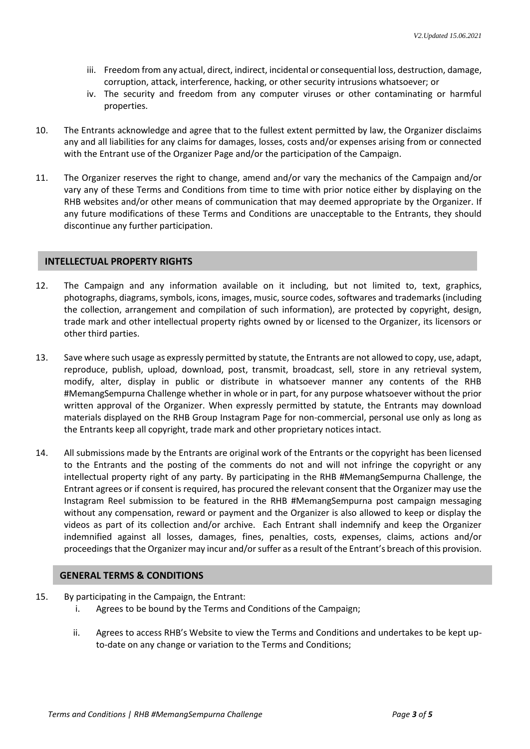iii. Freedom from any actual, direct, indirect, incidental or consequential loss, destruction, damage, corruption, attack, interference, hacking, or other security intrusions whatsoever; or

   iv. The security and freedom from any computer viruses or other contaminating or harmful properties.

10. The Entrants acknowledge and agree that to the fullest extent permitted by law, the Organizer disclaims any and all liabilities for any claims for damages, losses, costs and/or expenses arising from or connected with the Entrant use of the Organizer Page and/or the participation of the Campaign.

11. The Organizer reserves the right to change, amend and/or vary the mechanics of the Campaign and/or vary any of these Terms and Conditions from time to time with prior notice either by displaying on the RHB websites and/or other means of communication that may deemed appropriate by the Organizer. If any future modifications of these Terms and Conditions are unacceptable to the Entrants, they should discontinue any further participation.

## INTELLECTUAL PROPERTY RIGHTS

12. The Campaign and any information available on it including, but not limited to, text, graphics, photographs, diagrams, symbols, icons, images, music, source codes, softwares and trademarks (including the collection, arrangement and compilation of such information), are protected by copyright, design, trade mark and other intellectual property rights owned by or licensed to the Organizer, its licensors or other third parties.

13. Save where such usage as expressly permitted by statute, the Entrants are not allowed to copy, use, adapt, reproduce, publish, upload, download, post, transmit, broadcast, sell, store in any retrieval system, modify, alter, display in public or distribute in whatsoever manner any contents of the RHB #MemangSempurna Challenge whether in whole or in part, for any purpose whatsoever without the prior written approval of the Organizer. When expressly permitted by statute, the Entrants may download materials displayed on the RHB Group Instagram Page for non-commercial, personal use only as long as the Entrants keep all copyright, trade mark and other proprietary notices intact.

14. All submissions made by the Entrants are original work of the Entrants or the copyright has been licensed to the Entrants and the posting of the comments do not and will not infringe the copyright or any intellectual property right of any party. By participating in the RHB #MemangSempurna Challenge, the Entrant agrees or if consent is required, has procured the relevant consent that the Organizer may use the Instagram Reel submission to be featured in the RHB #MemangSempurna post campaign messaging without any compensation, reward or payment and the Organizer is also allowed to keep or display the videos as part of its collection and/or archive. Each Entrant shall indemnify and keep the Organizer indemnified against all losses, damages, fines, penalties, costs, expenses, claims, actions and/or proceedings that the Organizer may incur and/or suffer as a result of the Entrant's breach of this provision.

## GENERAL TERMS & CONDITIONS

15. By participating in the Campaign, the Entrant:

    i. Agrees to be bound by the Terms and Conditions of the Campaign;

    ii. Agrees to access RHB's Website to view the Terms and Conditions and undertakes to be kept up-to-date on any change or variation to the Terms and Conditions;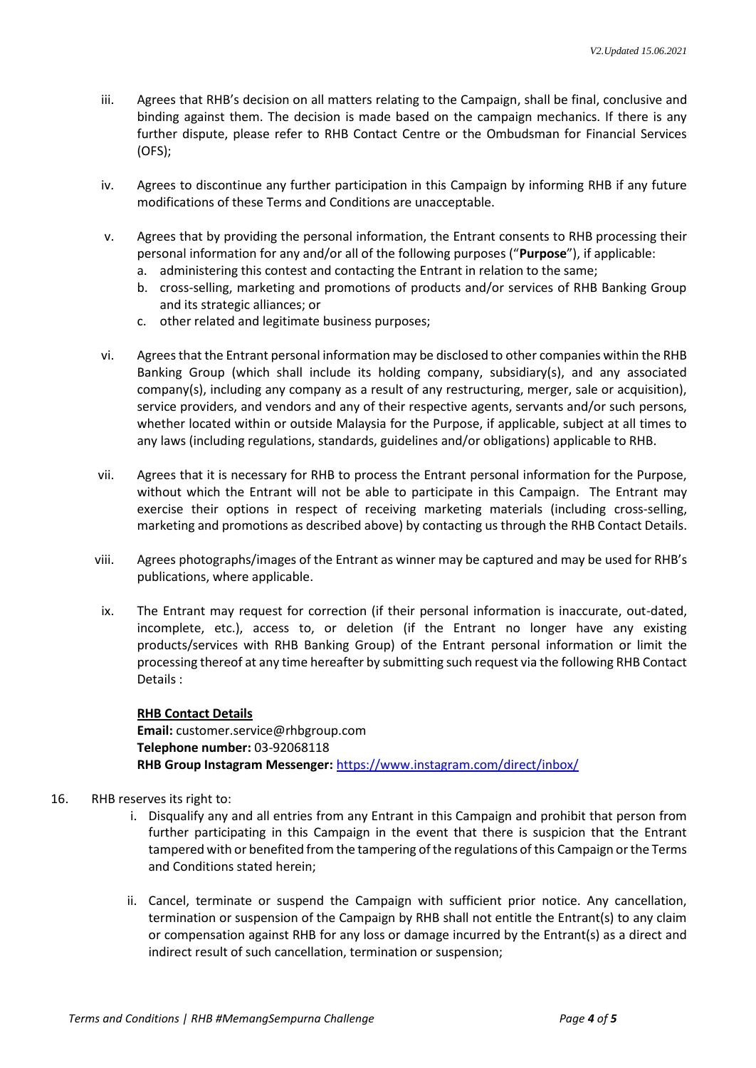iii. Agrees that RHB's decision on all matters relating to the Campaign, shall be final, conclusive and binding against them. The decision is made based on the campaign mechanics. If there is any further dispute, please refer to RHB Contact Centre or the Ombudsman for Financial Services (OFS);

iv. Agrees to discontinue any further participation in this Campaign by informing RHB if any future modifications of these Terms and Conditions are unacceptable.

v. Agrees that by providing the personal information, the Entrant consents to RHB processing their personal information for any and/or all of the following purposes ("**Purpose**"), if applicable:
   a. administering this contest and contacting the Entrant in relation to the same;
   b. cross-selling, marketing and promotions of products and/or services of RHB Banking Group and its strategic alliances; or
   c. other related and legitimate business purposes;

vi. Agrees that the Entrant personal information may be disclosed to other companies within the RHB Banking Group (which shall include its holding company, subsidiary(s), and any associated company(s), including any company as a result of any restructuring, merger, sale or acquisition), service providers, and vendors and any of their respective agents, servants and/or such persons, whether located within or outside Malaysia for the Purpose, if applicable, subject at all times to any laws (including regulations, standards, guidelines and/or obligations) applicable to RHB.

vii. Agrees that it is necessary for RHB to process the Entrant personal information for the Purpose, without which the Entrant will not be able to participate in this Campaign. The Entrant may exercise their options in respect of receiving marketing materials (including cross-selling, marketing and promotions as described above) by contacting us through the RHB Contact Details.

viii. Agrees photographs/images of the Entrant as winner may be captured and may be used for RHB's publications, where applicable.

ix. The Entrant may request for correction (if their personal information is inaccurate, out-dated, incomplete, etc.), access to, or deletion (if the Entrant no longer have any existing products/services with RHB Banking Group) of the Entrant personal information or limit the processing thereof at any time hereafter by submitting such request via the following RHB Contact Details :

   **RHB Contact Details**
   **Email:** customer.service@rhbgroup.com
   **Telephone number:** 03-92068118
   **RHB Group Instagram Messenger:** https://www.instagram.com/direct/inbox/

16. RHB reserves its right to:
   i. Disqualify any and all entries from any Entrant in this Campaign and prohibit that person from further participating in this Campaign in the event that there is suspicion that the Entrant tampered with or benefited from the tampering of the regulations of this Campaign or the Terms and Conditions stated herein;

   ii. Cancel, terminate or suspend the Campaign with sufficient prior notice. Any cancellation, termination or suspension of the Campaign by RHB shall not entitle the Entrant(s) to any claim or compensation against RHB for any loss or damage incurred by the Entrant(s) as a direct and indirect result of such cancellation, termination or suspension;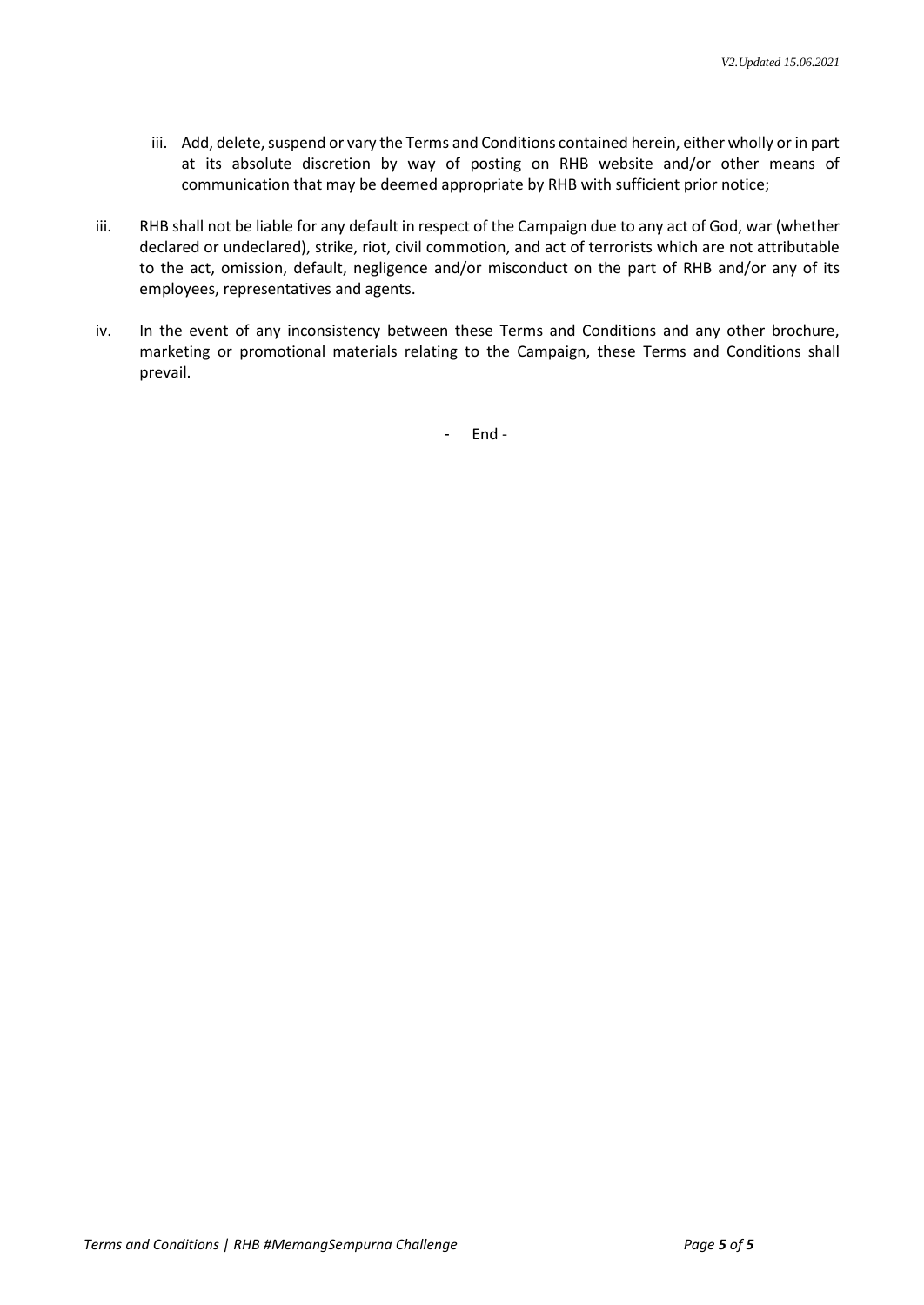iii. Add, delete, suspend or vary the Terms and Conditions contained herein, either wholly or in part at its absolute discretion by way of posting on RHB website and/or other means of communication that may be deemed appropriate by RHB with sufficient prior notice;

iii. RHB shall not be liable for any default in respect of the Campaign due to any act of God, war (whether declared or undeclared), strike, riot, civil commotion, and act of terrorists which are not attributable to the act, omission, default, negligence and/or misconduct on the part of RHB and/or any of its employees, representatives and agents.

iv. In the event of any inconsistency between these Terms and Conditions and any other brochure, marketing or promotional materials relating to the Campaign, these Terms and Conditions shall prevail.

- End -